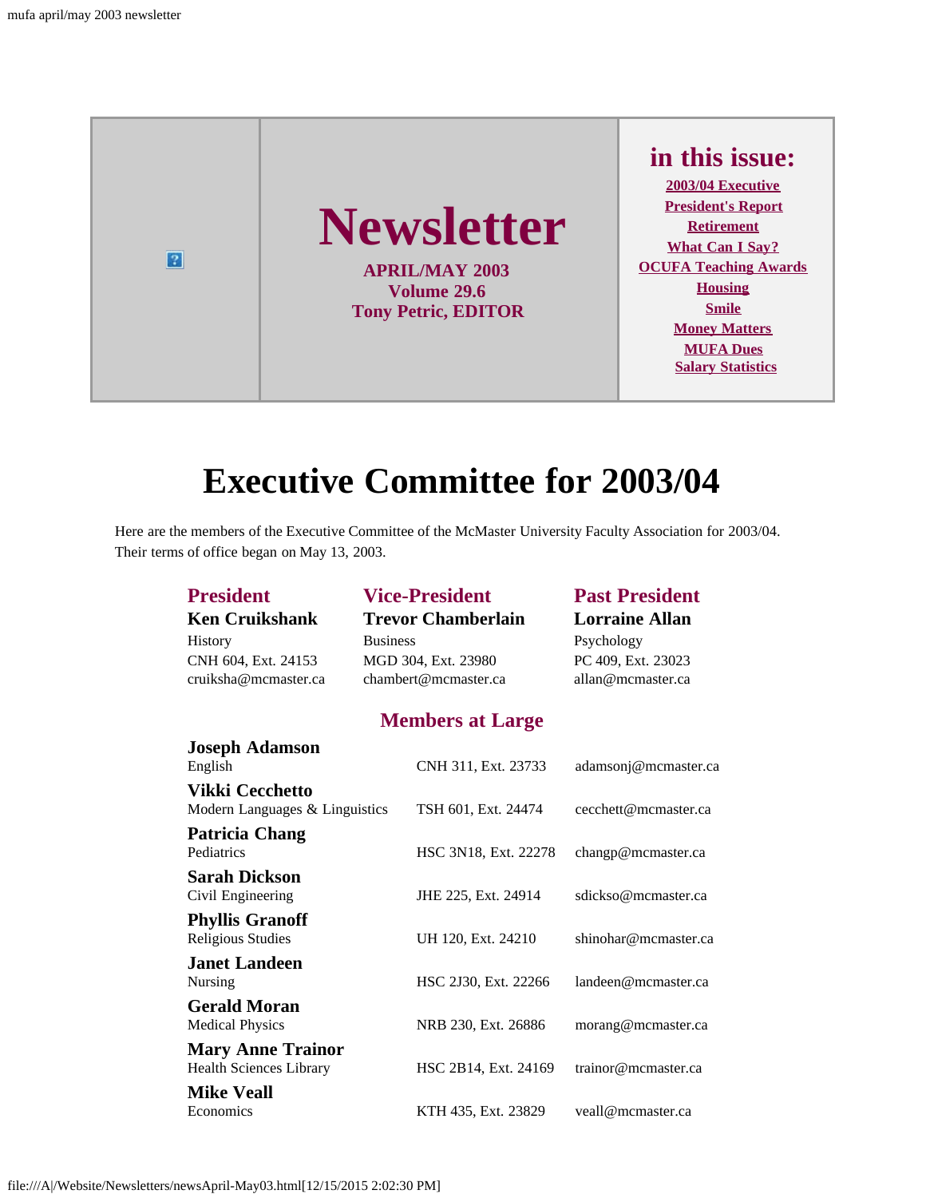# Newsletter

**APRIL/MAY 2003**
**Volume 29.6**
**Tony Petric, EDITOR**

## in this issue:

- 2003/04 Executive
- President's Report
- Retirement
- What Can I Say?
- OCUFA Teaching Awards
- Housing
- Smile
- Money Matters
- MUFA Dues
- Salary Statistics

# Executive Committee for 2003/04

Here are the members of the Executive Committee of the McMaster University Faculty Association for 2003/04. Their terms of office began on May 13, 2003.

| President | Vice-President | Past President |
|---|---|---|
| **Ken Cruikshank** | **Trevor Chamberlain** | **Lorraine Allan** |
| History | Business | Psychology |
| CNH 604, Ext. 24153 | MGD 304, Ext. 23980 | PC 409, Ext. 23023 |
| cruiksha@mcmaster.ca | chambert@mcmaster.ca | allan@mcmaster.ca |

## Members at Large

| Name / Department | Office | Email |
|---|---|---|
| **Joseph Adamson** English | CNH 311, Ext. 23733 | adamsonj@mcmaster.ca |
| **Vikki Cecchetto** Modern Languages & Linguistics | TSH 601, Ext. 24474 | cecchett@mcmaster.ca |
| **Patricia Chang** Pediatrics | HSC 3N18, Ext. 22278 | changp@mcmaster.ca |
| **Sarah Dickson** Civil Engineering | JHE 225, Ext. 24914 | sdickso@mcmaster.ca |
| **Phyllis Granoff** Religious Studies | UH 120, Ext. 24210 | shinohar@mcmaster.ca |
| **Janet Landeen** Nursing | HSC 2J30, Ext. 22266 | landeen@mcmaster.ca |
| **Gerald Moran** Medical Physics | NRB 230, Ext. 26886 | morang@mcmaster.ca |
| **Mary Anne Trainor** Health Sciences Library | HSC 2B14, Ext. 24169 | trainor@mcmaster.ca |
| **Mike Veall** Economics | KTH 435, Ext. 23829 | veall@mcmaster.ca |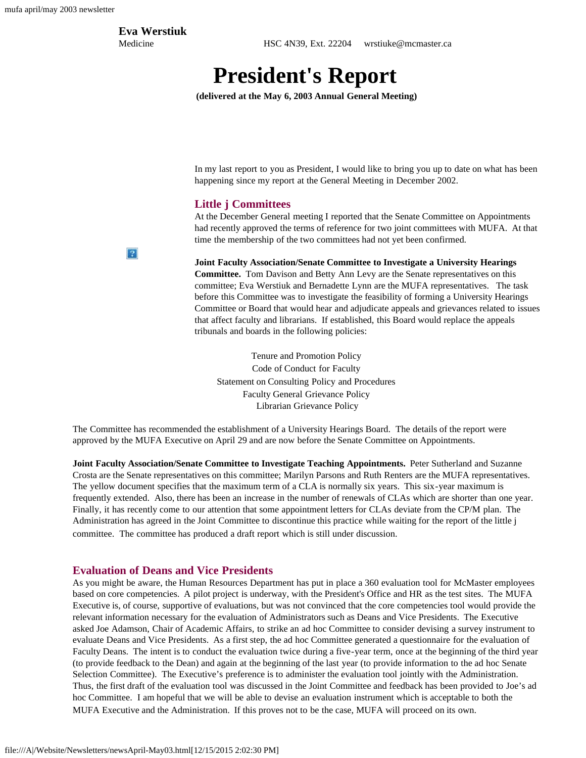**Eva Werstiuk**
Medicine HSC 4N39, Ext. 22204 wrstiuke@mcmaster.ca

# President's Report

**(delivered at the May 6, 2003 Annual General Meeting)**

In my last report to you as President, I would like to bring you up to date on what has been happening since my report at the General Meeting in December 2002.

## Little j Committees

At the December General meeting I reported that the Senate Committee on Appointments had recently approved the terms of reference for two joint committees with MUFA. At that time the membership of the two committees had not yet been confirmed.

**Joint Faculty Association/Senate Committee to Investigate a University Hearings Committee.** Tom Davison and Betty Ann Levy are the Senate representatives on this committee; Eva Werstiuk and Bernadette Lynn are the MUFA representatives. The task before this Committee was to investigate the feasibility of forming a University Hearings Committee or Board that would hear and adjudicate appeals and grievances related to issues that affect faculty and librarians. If established, this Board would replace the appeals tribunals and boards in the following policies:

Tenure and Promotion Policy
Code of Conduct for Faculty
Statement on Consulting Policy and Procedures
Faculty General Grievance Policy
Librarian Grievance Policy

The Committee has recommended the establishment of a University Hearings Board. The details of the report were approved by the MUFA Executive on April 29 and are now before the Senate Committee on Appointments.

**Joint Faculty Association/Senate Committee to Investigate Teaching Appointments.** Peter Sutherland and Suzanne Crosta are the Senate representatives on this committee; Marilyn Parsons and Ruth Renters are the MUFA representatives. The yellow document specifies that the maximum term of a CLA is normally six years. This six-year maximum is frequently extended. Also, there has been an increase in the number of renewals of CLAs which are shorter than one year. Finally, it has recently come to our attention that some appointment letters for CLAs deviate from the CP/M plan. The Administration has agreed in the Joint Committee to discontinue this practice while waiting for the report of the little j committee. The committee has produced a draft report which is still under discussion.

## Evaluation of Deans and Vice Presidents

As you might be aware, the Human Resources Department has put in place a 360 evaluation tool for McMaster employees based on core competencies. A pilot project is underway, with the President's Office and HR as the test sites. The MUFA Executive is, of course, supportive of evaluations, but was not convinced that the core competencies tool would provide the relevant information necessary for the evaluation of Administrators such as Deans and Vice Presidents. The Executive asked Joe Adamson, Chair of Academic Affairs, to strike an ad hoc Committee to consider devising a survey instrument to evaluate Deans and Vice Presidents. As a first step, the ad hoc Committee generated a questionnaire for the evaluation of Faculty Deans. The intent is to conduct the evaluation twice during a five-year term, once at the beginning of the third year (to provide feedback to the Dean) and again at the beginning of the last year (to provide information to the ad hoc Senate Selection Committee). The Executive's preference is to administer the evaluation tool jointly with the Administration. Thus, the first draft of the evaluation tool was discussed in the Joint Committee and feedback has been provided to Joe's ad hoc Committee. I am hopeful that we will be able to devise an evaluation instrument which is acceptable to both the MUFA Executive and the Administration. If this proves not to be the case, MUFA will proceed on its own.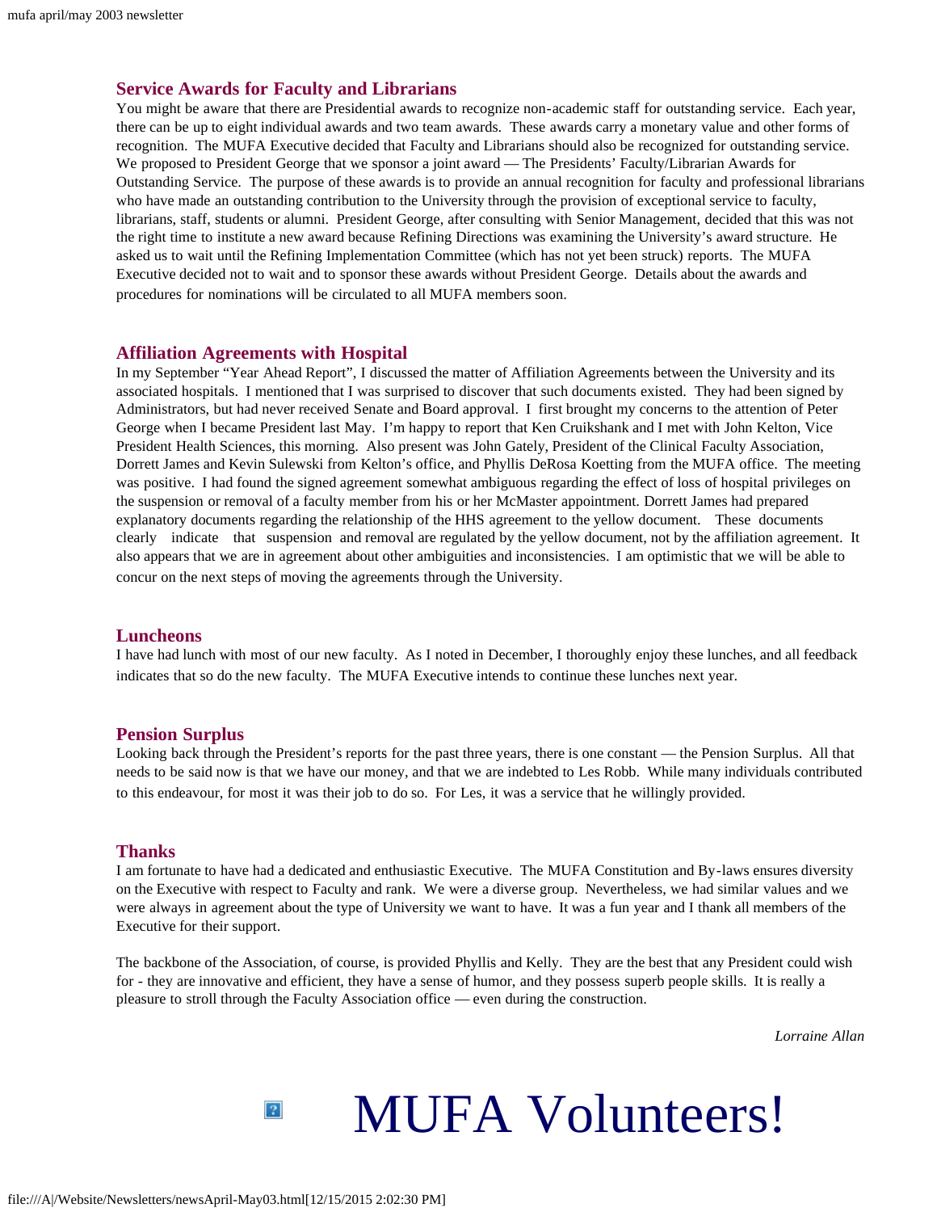## Service Awards for Faculty and Librarians

You might be aware that there are Presidential awards to recognize non-academic staff for outstanding service. Each year, there can be up to eight individual awards and two team awards. These awards carry a monetary value and other forms of recognition. The MUFA Executive decided that Faculty and Librarians should also be recognized for outstanding service. We proposed to President George that we sponsor a joint award — The Presidents' Faculty/Librarian Awards for Outstanding Service. The purpose of these awards is to provide an annual recognition for faculty and professional librarians who have made an outstanding contribution to the University through the provision of exceptional service to faculty, librarians, staff, students or alumni. President George, after consulting with Senior Management, decided that this was not the right time to institute a new award because Refining Directions was examining the University's award structure. He asked us to wait until the Refining Implementation Committee (which has not yet been struck) reports. The MUFA Executive decided not to wait and to sponsor these awards without President George. Details about the awards and procedures for nominations will be circulated to all MUFA members soon.

## Affiliation Agreements with Hospital

In my September "Year Ahead Report", I discussed the matter of Affiliation Agreements between the University and its associated hospitals. I mentioned that I was surprised to discover that such documents existed. They had been signed by Administrators, but had never received Senate and Board approval. I first brought my concerns to the attention of Peter George when I became President last May. I'm happy to report that Ken Cruikshank and I met with John Kelton, Vice President Health Sciences, this morning. Also present was John Gately, President of the Clinical Faculty Association, Dorrett James and Kevin Sulewski from Kelton's office, and Phyllis DeRosa Koetting from the MUFA office. The meeting was positive. I had found the signed agreement somewhat ambiguous regarding the effect of loss of hospital privileges on the suspension or removal of a faculty member from his or her McMaster appointment. Dorrett James had prepared explanatory documents regarding the relationship of the HHS agreement to the yellow document. These documents clearly indicate that suspension and removal are regulated by the yellow document, not by the affiliation agreement. It also appears that we are in agreement about other ambiguities and inconsistencies. I am optimistic that we will be able to concur on the next steps of moving the agreements through the University.

## Luncheons

I have had lunch with most of our new faculty. As I noted in December, I thoroughly enjoy these lunches, and all feedback indicates that so do the new faculty. The MUFA Executive intends to continue these lunches next year.

## Pension Surplus

Looking back through the President's reports for the past three years, there is one constant — the Pension Surplus. All that needs to be said now is that we have our money, and that we are indebted to Les Robb. While many individuals contributed to this endeavour, for most it was their job to do so. For Les, it was a service that he willingly provided.

## Thanks

I am fortunate to have had a dedicated and enthusiastic Executive. The MUFA Constitution and By-laws ensures diversity on the Executive with respect to Faculty and rank. We were a diverse group. Nevertheless, we had similar values and we were always in agreement about the type of University we want to have. It was a fun year and I thank all members of the Executive for their support.

The backbone of the Association, of course, is provided Phyllis and Kelly. They are the best that any President could wish for - they are innovative and efficient, they have a sense of humor, and they possess superb people skills. It is really a pleasure to stroll through the Faculty Association office — even during the construction.

*Lorraine Allan*

# MUFA Volunteers!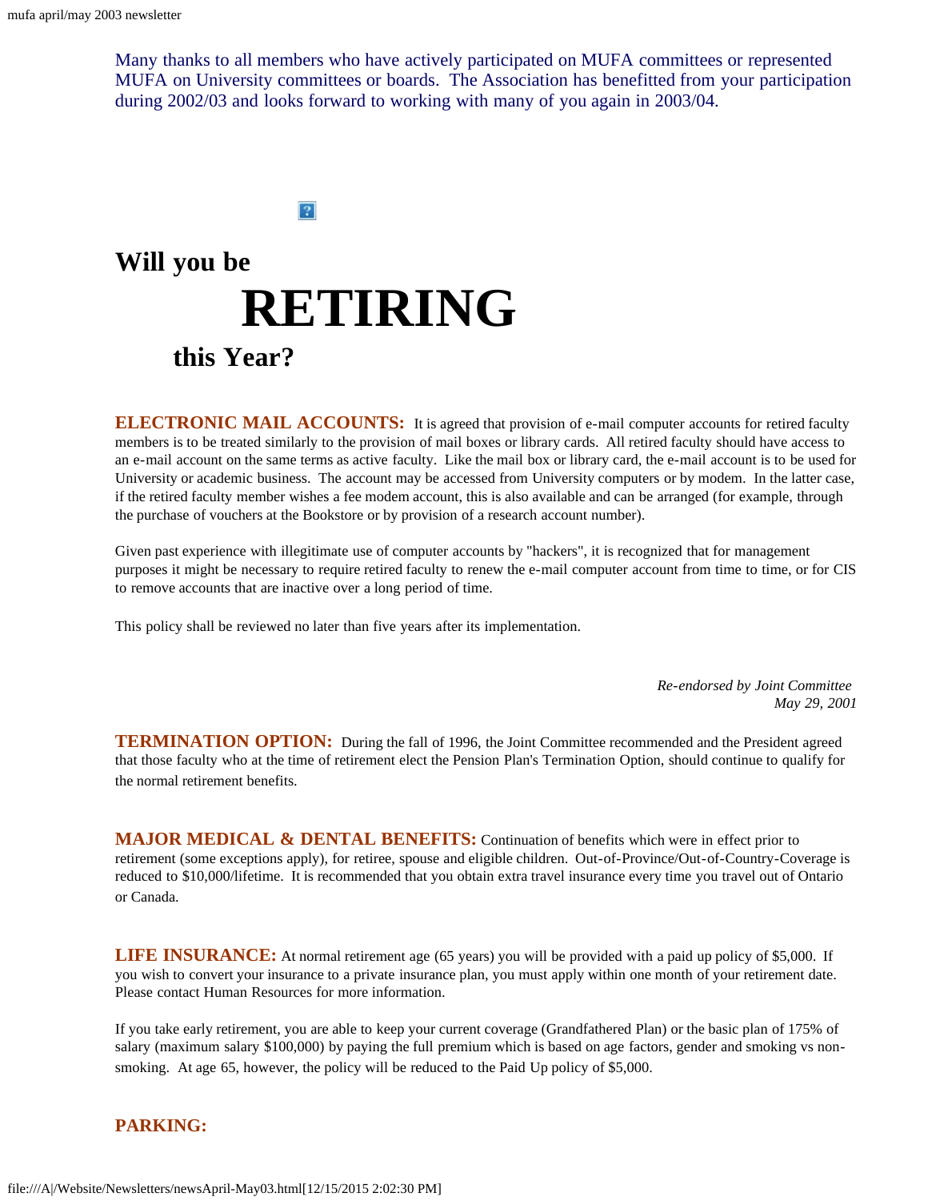Many thanks to all members who have actively participated on MUFA committees or represented MUFA on University committees or boards. The Association has benefitted from your participation during 2002/03 and looks forward to working with many of you again in 2003/04.

# Will you be RETIRING this Year?

**ELECTRONIC MAIL ACCOUNTS:** It is agreed that provision of e-mail computer accounts for retired faculty members is to be treated similarly to the provision of mail boxes or library cards. All retired faculty should have access to an e-mail account on the same terms as active faculty. Like the mail box or library card, the e-mail account is to be used for University or academic business. The account may be accessed from University computers or by modem. In the latter case, if the retired faculty member wishes a fee modem account, this is also available and can be arranged (for example, through the purchase of vouchers at the Bookstore or by provision of a research account number).

Given past experience with illegitimate use of computer accounts by "hackers", it is recognized that for management purposes it might be necessary to require retired faculty to renew the e-mail computer account from time to time, or for CIS to remove accounts that are inactive over a long period of time.

This policy shall be reviewed no later than five years after its implementation.

*Re-endorsed by Joint Committee*
*May 29, 2001*

**TERMINATION OPTION:** During the fall of 1996, the Joint Committee recommended and the President agreed that those faculty who at the time of retirement elect the Pension Plan's Termination Option, should continue to qualify for the normal retirement benefits.

**MAJOR MEDICAL & DENTAL BENEFITS:** Continuation of benefits which were in effect prior to retirement (some exceptions apply), for retiree, spouse and eligible children. Out-of-Province/Out-of-Country-Coverage is reduced to $10,000/lifetime. It is recommended that you obtain extra travel insurance every time you travel out of Ontario or Canada.

**LIFE INSURANCE:** At normal retirement age (65 years) you will be provided with a paid up policy of $5,000. If you wish to convert your insurance to a private insurance plan, you must apply within one month of your retirement date. Please contact Human Resources for more information.

If you take early retirement, you are able to keep your current coverage (Grandfathered Plan) or the basic plan of 175% of salary (maximum salary $100,000) by paying the full premium which is based on age factors, gender and smoking vs non-smoking. At age 65, however, the policy will be reduced to the Paid Up policy of $5,000.

**PARKING:**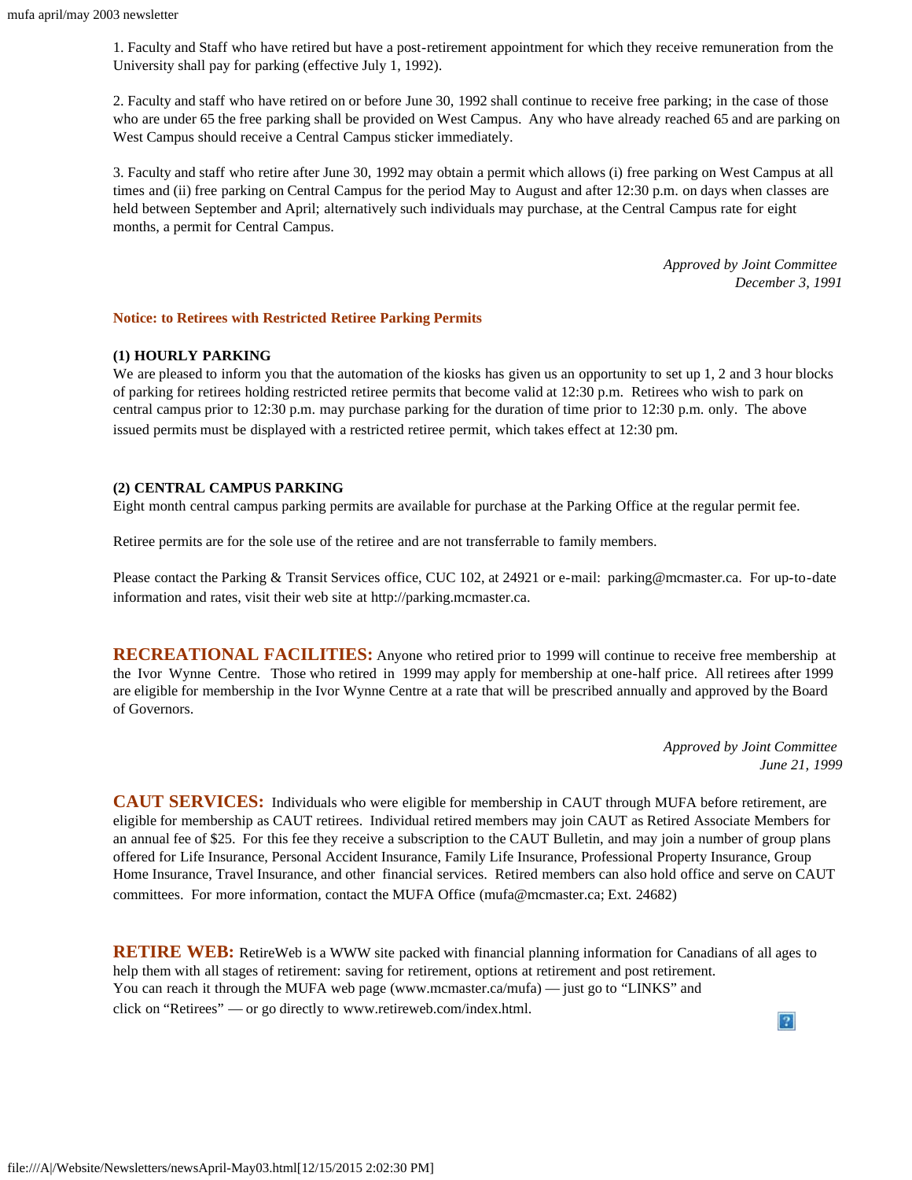1. Faculty and Staff who have retired but have a post-retirement appointment for which they receive remuneration from the University shall pay for parking (effective July 1, 1992).

2. Faculty and staff who have retired on or before June 30, 1992 shall continue to receive free parking; in the case of those who are under 65 the free parking shall be provided on West Campus. Any who have already reached 65 and are parking on West Campus should receive a Central Campus sticker immediately.

3. Faculty and staff who retire after June 30, 1992 may obtain a permit which allows (i) free parking on West Campus at all times and (ii) free parking on Central Campus for the period May to August and after 12:30 p.m. on days when classes are held between September and April; alternatively such individuals may purchase, at the Central Campus rate for eight months, a permit for Central Campus.

*Approved by Joint Committee*
*December 3, 1991*

**Notice: to Retirees with Restricted Retiree Parking Permits**

**(1) HOURLY PARKING**

We are pleased to inform you that the automation of the kiosks has given us an opportunity to set up 1, 2 and 3 hour blocks of parking for retirees holding restricted retiree permits that become valid at 12:30 p.m. Retirees who wish to park on central campus prior to 12:30 p.m. may purchase parking for the duration of time prior to 12:30 p.m. only. The above issued permits must be displayed with a restricted retiree permit, which takes effect at 12:30 pm.

**(2) CENTRAL CAMPUS PARKING**

Eight month central campus parking permits are available for purchase at the Parking Office at the regular permit fee.

Retiree permits are for the sole use of the retiree and are not transferrable to family members.

Please contact the Parking & Transit Services office, CUC 102, at 24921 or e-mail: parking@mcmaster.ca. For up-to-date information and rates, visit their web site at http://parking.mcmaster.ca.

**RECREATIONAL FACILITIES:** Anyone who retired prior to 1999 will continue to receive free membership at the Ivor Wynne Centre. Those who retired in 1999 may apply for membership at one-half price. All retirees after 1999 are eligible for membership in the Ivor Wynne Centre at a rate that will be prescribed annually and approved by the Board of Governors.

*Approved by Joint Committee*
*June 21, 1999*

**CAUT SERVICES:** Individuals who were eligible for membership in CAUT through MUFA before retirement, are eligible for membership as CAUT retirees. Individual retired members may join CAUT as Retired Associate Members for an annual fee of $25. For this fee they receive a subscription to the CAUT Bulletin, and may join a number of group plans offered for Life Insurance, Personal Accident Insurance, Family Life Insurance, Professional Property Insurance, Group Home Insurance, Travel Insurance, and other financial services. Retired members can also hold office and serve on CAUT committees. For more information, contact the MUFA Office (mufa@mcmaster.ca; Ext. 24682)

**RETIRE WEB:** RetireWeb is a WWW site packed with financial planning information for Canadians of all ages to help them with all stages of retirement: saving for retirement, options at retirement and post retirement. You can reach it through the MUFA web page (www.mcmaster.ca/mufa) — just go to "LINKS" and click on "Retirees" — or go directly to www.retireweb.com/index.html.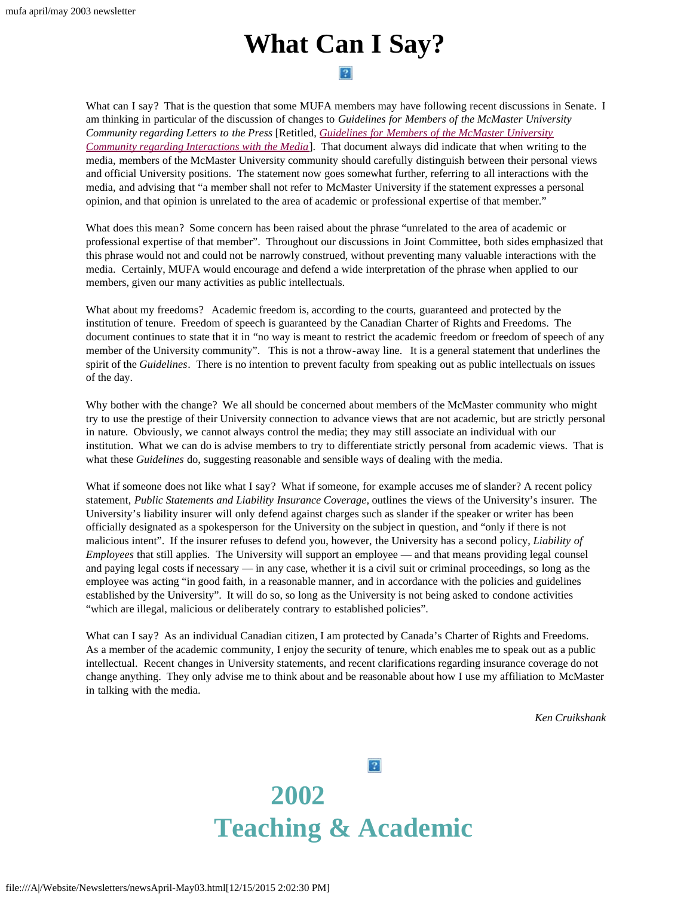# What Can I Say?

What can I say? That is the question that some MUFA members may have following recent discussions in Senate. I am thinking in particular of the discussion of changes to *Guidelines for Members of the McMaster University Community regarding Letters to the Press* [Retitled, *Guidelines for Members of the McMaster University Community regarding Interactions with the Media*]. That document always did indicate that when writing to the media, members of the McMaster University community should carefully distinguish between their personal views and official University positions. The statement now goes somewhat further, referring to all interactions with the media, and advising that "a member shall not refer to McMaster University if the statement expresses a personal opinion, and that opinion is unrelated to the area of academic or professional expertise of that member."

What does this mean? Some concern has been raised about the phrase "unrelated to the area of academic or professional expertise of that member". Throughout our discussions in Joint Committee, both sides emphasized that this phrase would not and could not be narrowly construed, without preventing many valuable interactions with the media. Certainly, MUFA would encourage and defend a wide interpretation of the phrase when applied to our members, given our many activities as public intellectuals.

What about my freedoms? Academic freedom is, according to the courts, guaranteed and protected by the institution of tenure. Freedom of speech is guaranteed by the Canadian Charter of Rights and Freedoms. The document continues to state that it in "no way is meant to restrict the academic freedom or freedom of speech of any member of the University community". This is not a throw-away line. It is a general statement that underlines the spirit of the *Guidelines*. There is no intention to prevent faculty from speaking out as public intellectuals on issues of the day.

Why bother with the change? We all should be concerned about members of the McMaster community who might try to use the prestige of their University connection to advance views that are not academic, but are strictly personal in nature. Obviously, we cannot always control the media; they may still associate an individual with our institution. What we can do is advise members to try to differentiate strictly personal from academic views. That is what these *Guidelines* do, suggesting reasonable and sensible ways of dealing with the media.

What if someone does not like what I say? What if someone, for example accuses me of slander? A recent policy statement, *Public Statements and Liability Insurance Coverage*, outlines the views of the University's insurer. The University's liability insurer will only defend against charges such as slander if the speaker or writer has been officially designated as a spokesperson for the University on the subject in question, and "only if there is not malicious intent". If the insurer refuses to defend you, however, the University has a second policy, *Liability of Employees* that still applies. The University will support an employee — and that means providing legal counsel and paying legal costs if necessary — in any case, whether it is a civil suit or criminal proceedings, so long as the employee was acting "in good faith, in a reasonable manner, and in accordance with the policies and guidelines established by the University". It will do so, so long as the University is not being asked to condone activities "which are illegal, malicious or deliberately contrary to established policies".

What can I say? As an individual Canadian citizen, I am protected by Canada's Charter of Rights and Freedoms. As a member of the academic community, I enjoy the security of tenure, which enables me to speak out as a public intellectual. Recent changes in University statements, and recent clarifications regarding insurance coverage do not change anything. They only advise me to think about and be reasonable about how I use my affiliation to McMaster in talking with the media.

*Ken Cruikshank*

# 2002 Teaching & Academic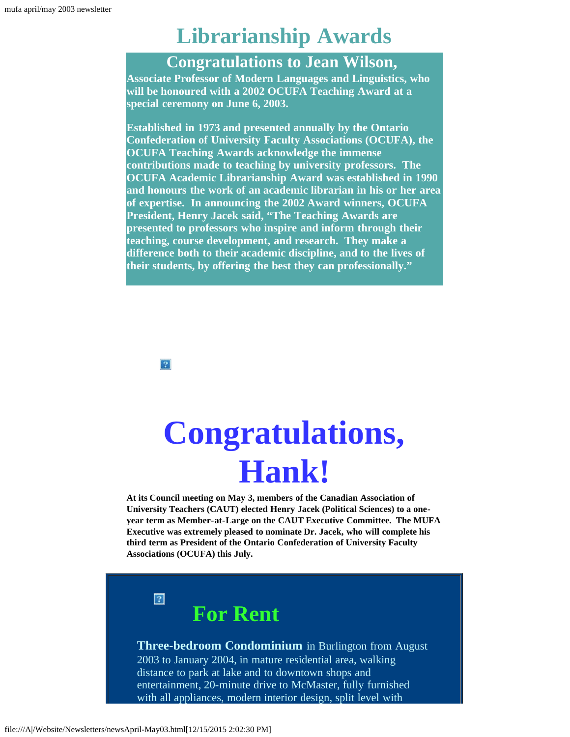# Librarianship Awards

## Congratulations to Jean Wilson,

**Associate Professor of Modern Languages and Linguistics, who will be honoured with a 2002 OCUFA Teaching Award at a special ceremony on June 6, 2003.**

**Established in 1973 and presented annually by the Ontario Confederation of University Faculty Associations (OCUFA), the OCUFA Teaching Awards acknowledge the immense contributions made to teaching by university professors. The OCUFA Academic Librarianship Award was established in 1990 and honours the work of an academic librarian in his or her area of expertise. In announcing the 2002 Award winners, OCUFA President, Henry Jacek said, "The Teaching Awards are presented to professors who inspire and inform through their teaching, course development, and research. They make a difference both to their academic discipline, and to the lives of their students, by offering the best they can professionally."**

# Congratulations, Hank!

**At its Council meeting on May 3, members of the Canadian Association of University Teachers (CAUT) elected Henry Jacek (Political Sciences) to a one-year term as Member-at-Large on the CAUT Executive Committee. The MUFA Executive was extremely pleased to nominate Dr. Jacek, who will complete his third term as President of the Ontario Confederation of University Faculty Associations (OCUFA) this July.**

## For Rent

**Three-bedroom Condominium** in Burlington from August 2003 to January 2004, in mature residential area, walking distance to park at lake and to downtown shops and entertainment, 20-minute drive to McMaster, fully furnished with all appliances, modern interior design, split level with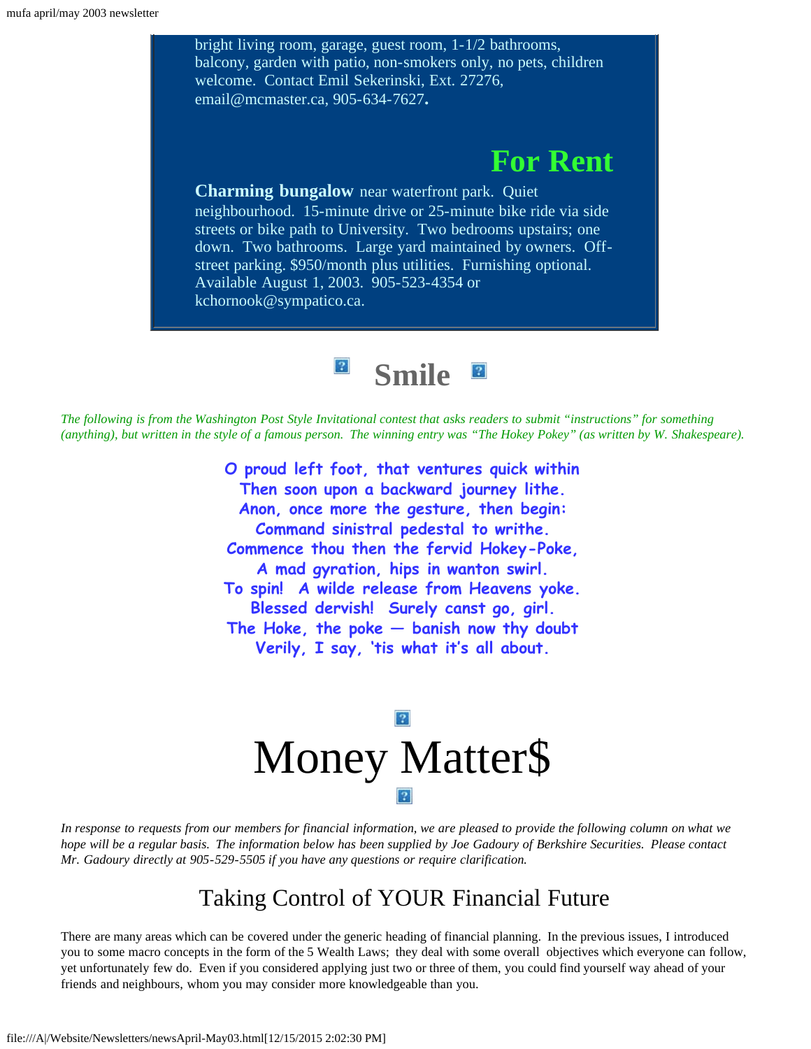bright living room, garage, guest room, 1-1/2 bathrooms, balcony, garden with patio, non-smokers only, no pets, children welcome. Contact Emil Sekerinski, Ext. 27276, email@mcmaster.ca, 905-634-7627**.**

## For Rent

**Charming bungalow** near waterfront park. Quiet neighbourhood. 15-minute drive or 25-minute bike ride via side streets or bike path to University. Two bedrooms upstairs; one down. Two bathrooms. Large yard maintained by owners. Off-street parking. $950/month plus utilities. Furnishing optional. Available August 1, 2003. 905-523-4354 or kchornook@sympatico.ca.

# Smile

*The following is from the Washington Post Style Invitational contest that asks readers to submit "instructions" for something (anything), but written in the style of a famous person. The winning entry was "The Hokey Pokey" (as written by W. Shakespeare).*

O proud left foot, that ventures quick within
Then soon upon a backward journey lithe.
Anon, once more the gesture, then begin:
Command sinistral pedestal to writhe.
Commence thou then the fervid Hokey-Poke,
A mad gyration, hips in wanton swirl.
To spin! A wilde release from Heavens yoke.
Blessed dervish! Surely canst go, girl.
The Hoke, the poke — banish now thy doubt
Verily, I say, 'tis what it's all about.

# Money Matter$

*In response to requests from our members for financial information, we are pleased to provide the following column on what we hope will be a regular basis. The information below has been supplied by Joe Gadoury of Berkshire Securities. Please contact Mr. Gadoury directly at 905-529-5505 if you have any questions or require clarification.*

## Taking Control of YOUR Financial Future

There are many areas which can be covered under the generic heading of financial planning. In the previous issues, I introduced you to some macro concepts in the form of the 5 Wealth Laws; they deal with some overall objectives which everyone can follow, yet unfortunately few do. Even if you considered applying just two or three of them, you could find yourself way ahead of your friends and neighbours, whom you may consider more knowledgeable than you.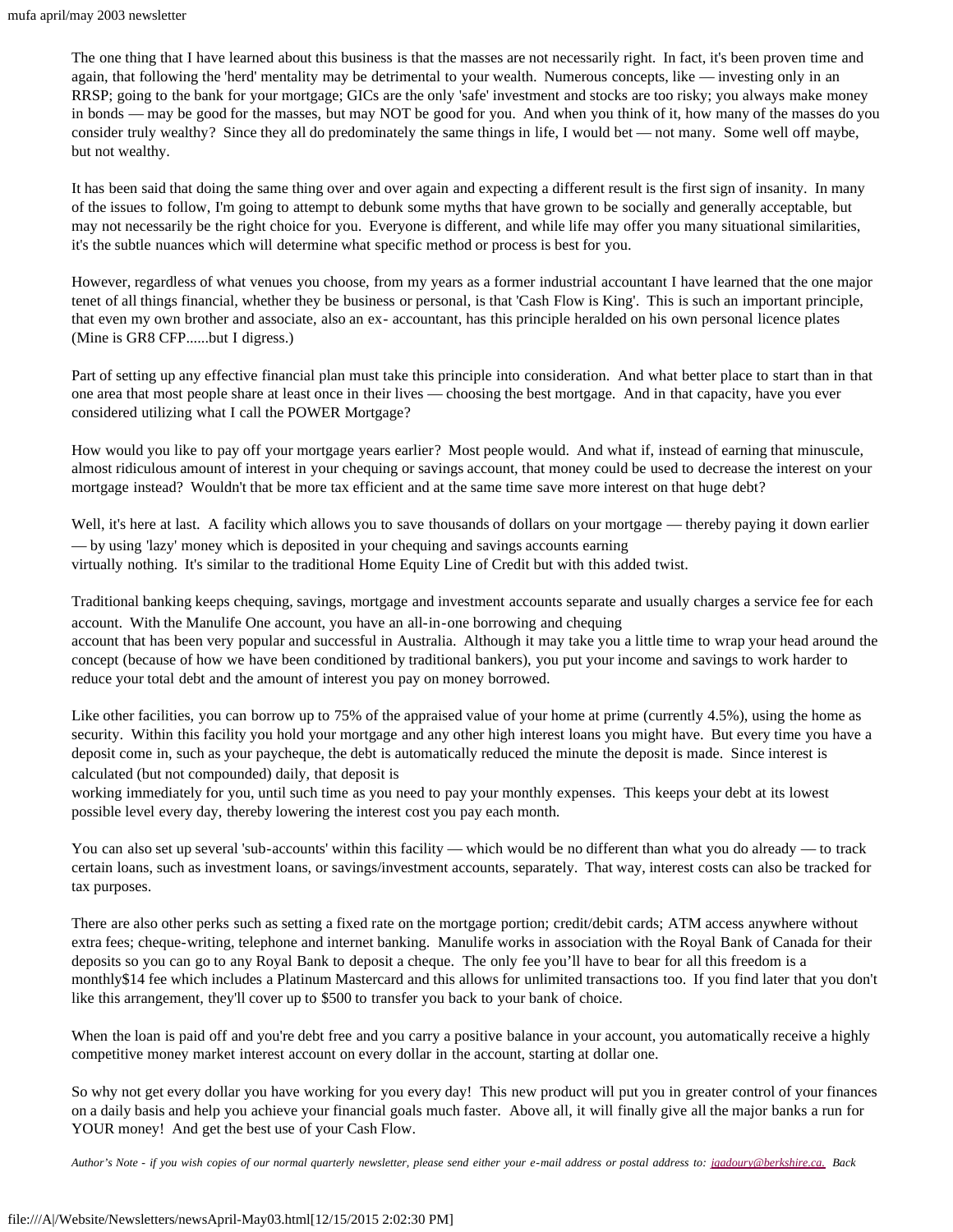The one thing that I have learned about this business is that the masses are not necessarily right. In fact, it's been proven time and again, that following the 'herd' mentality may be detrimental to your wealth. Numerous concepts, like — investing only in an RRSP; going to the bank for your mortgage; GICs are the only 'safe' investment and stocks are too risky; you always make money in bonds — may be good for the masses, but may NOT be good for you. And when you think of it, how many of the masses do you consider truly wealthy? Since they all do predominately the same things in life, I would bet — not many. Some well off maybe, but not wealthy.

It has been said that doing the same thing over and over again and expecting a different result is the first sign of insanity. In many of the issues to follow, I'm going to attempt to debunk some myths that have grown to be socially and generally acceptable, but may not necessarily be the right choice for you. Everyone is different, and while life may offer you many situational similarities, it's the subtle nuances which will determine what specific method or process is best for you.

However, regardless of what venues you choose, from my years as a former industrial accountant I have learned that the one major tenet of all things financial, whether they be business or personal, is that 'Cash Flow is King'. This is such an important principle, that even my own brother and associate, also an ex- accountant, has this principle heralded on his own personal licence plates (Mine is GR8 CFP......but I digress.)

Part of setting up any effective financial plan must take this principle into consideration. And what better place to start than in that one area that most people share at least once in their lives — choosing the best mortgage. And in that capacity, have you ever considered utilizing what I call the POWER Mortgage?

How would you like to pay off your mortgage years earlier? Most people would. And what if, instead of earning that minuscule, almost ridiculous amount of interest in your chequing or savings account, that money could be used to decrease the interest on your mortgage instead? Wouldn't that be more tax efficient and at the same time save more interest on that huge debt?

Well, it's here at last. A facility which allows you to save thousands of dollars on your mortgage — thereby paying it down earlier — by using 'lazy' money which is deposited in your chequing and savings accounts earning virtually nothing. It's similar to the traditional Home Equity Line of Credit but with this added twist.

Traditional banking keeps chequing, savings, mortgage and investment accounts separate and usually charges a service fee for each account. With the Manulife One account, you have an all-in-one borrowing and chequing account that has been very popular and successful in Australia. Although it may take you a little time to wrap your head around the concept (because of how we have been conditioned by traditional bankers), you put your income and savings to work harder to reduce your total debt and the amount of interest you pay on money borrowed.

Like other facilities, you can borrow up to 75% of the appraised value of your home at prime (currently 4.5%), using the home as security. Within this facility you hold your mortgage and any other high interest loans you might have. But every time you have a deposit come in, such as your paycheque, the debt is automatically reduced the minute the deposit is made. Since interest is calculated (but not compounded) daily, that deposit is working immediately for you, until such time as you need to pay your monthly expenses. This keeps your debt at its lowest possible level every day, thereby lowering the interest cost you pay each month.

You can also set up several 'sub-accounts' within this facility — which would be no different than what you do already — to track certain loans, such as investment loans, or savings/investment accounts, separately. That way, interest costs can also be tracked for tax purposes.

There are also other perks such as setting a fixed rate on the mortgage portion; credit/debit cards; ATM access anywhere without extra fees; cheque-writing, telephone and internet banking. Manulife works in association with the Royal Bank of Canada for their deposits so you can go to any Royal Bank to deposit a cheque. The only fee you'll have to bear for all this freedom is a monthly$14 fee which includes a Platinum Mastercard and this allows for unlimited transactions too. If you find later that you don't like this arrangement, they'll cover up to $500 to transfer you back to your bank of choice.

When the loan is paid off and you're debt free and you carry a positive balance in your account, you automatically receive a highly competitive money market interest account on every dollar in the account, starting at dollar one.

So why not get every dollar you have working for you every day! This new product will put you in greater control of your finances on a daily basis and help you achieve your financial goals much faster. Above all, it will finally give all the major banks a run for YOUR money! And get the best use of your Cash Flow.

*Author's Note - if you wish copies of our normal quarterly newsletter, please send either your e-mail address or postal address to: jgadoury@berkshire.ca. Back*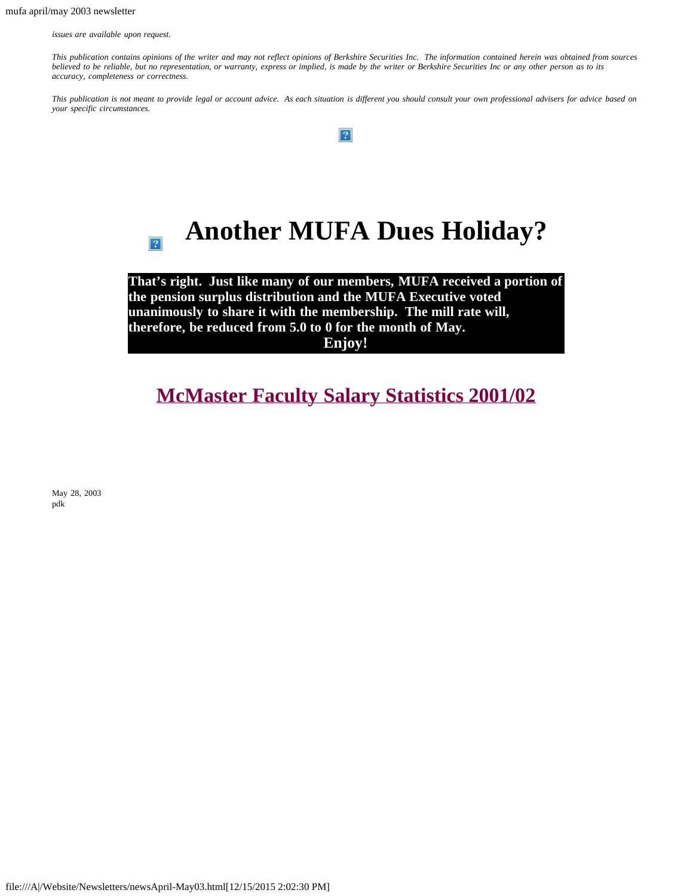*issues are available upon request.*

*This publication contains opinions of the writer and may not reflect opinions of Berkshire Securities Inc. The information contained herein was obtained from sources believed to be reliable, but no representation, or warranty, express or implied, is made by the writer or Berkshire Securities Inc or any other person as to its accuracy, completeness or correctness.*

*This publication is not meant to provide legal or account advice. As each situation is different you should consult your own professional advisers for advice based on your specific circumstances.*

# Another MUFA Dues Holiday?

**That's right. Just like many of our members, MUFA received a portion of the pension surplus distribution and the MUFA Executive voted unanimously to share it with the membership. The mill rate will, therefore, be reduced from 5.0 to 0 for the month of May.**

**Enjoy!**

## McMaster Faculty Salary Statistics 2001/02

May 28, 2003
pdk